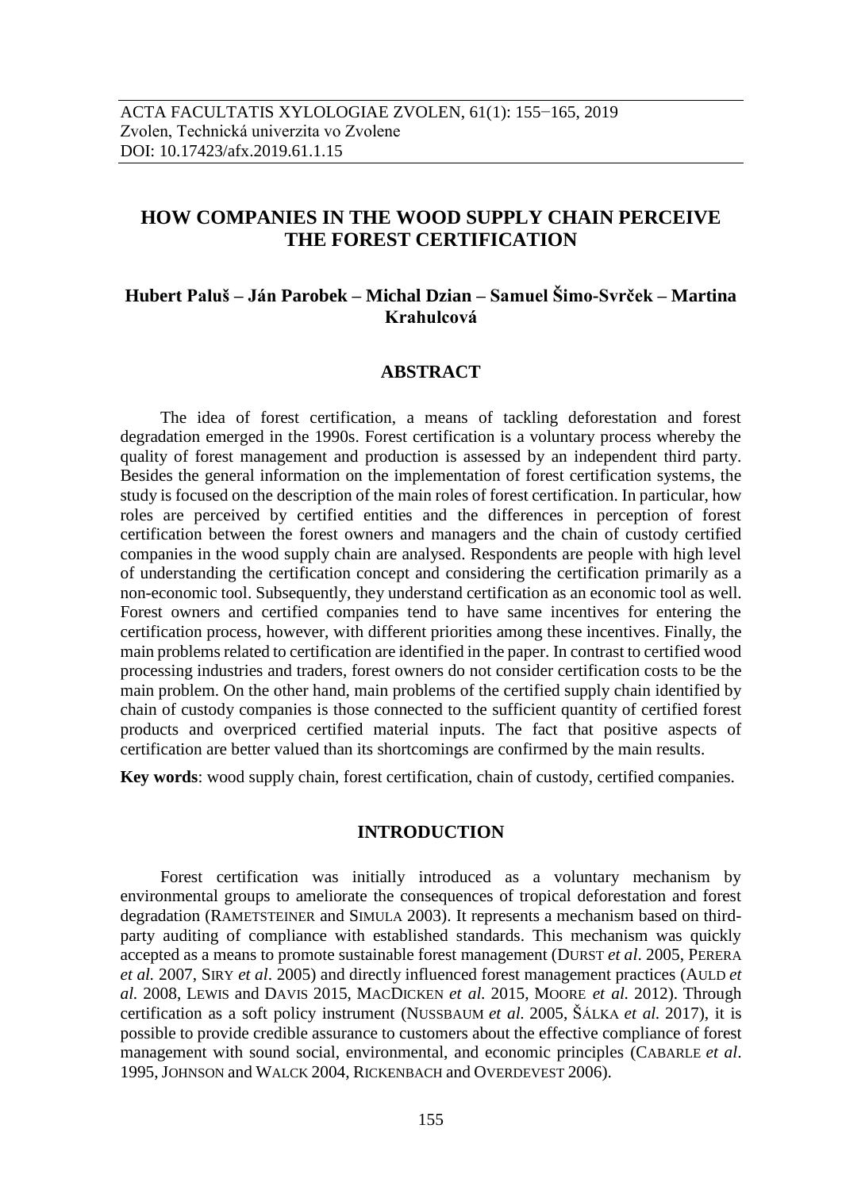ACTA FACULTATIS XYLOLOGIAE ZVOLEN, 61(1): 155−165, 2019
Zvolen, Technická univerzita vo Zvolene
DOI: 10.17423/afx.2019.61.1.15

# HOW COMPANIES IN THE WOOD SUPPLY CHAIN PERCEIVE THE FOREST CERTIFICATION

**Hubert Paluš – Ján Parobek – Michal Dzian – Samuel Šimo-Svrček – Martina Krahulcová**

## ABSTRACT

The idea of forest certification, a means of tackling deforestation and forest degradation emerged in the 1990s. Forest certification is a voluntary process whereby the quality of forest management and production is assessed by an independent third party. Besides the general information on the implementation of forest certification systems, the study is focused on the description of the main roles of forest certification. In particular, how roles are perceived by certified entities and the differences in perception of forest certification between the forest owners and managers and the chain of custody certified companies in the wood supply chain are analysed. Respondents are people with high level of understanding the certification concept and considering the certification primarily as a non-economic tool. Subsequently, they understand certification as an economic tool as well. Forest owners and certified companies tend to have same incentives for entering the certification process, however, with different priorities among these incentives. Finally, the main problems related to certification are identified in the paper. In contrast to certified wood processing industries and traders, forest owners do not consider certification costs to be the main problem. On the other hand, main problems of the certified supply chain identified by chain of custody companies is those connected to the sufficient quantity of certified forest products and overpriced certified material inputs. The fact that positive aspects of certification are better valued than its shortcomings are confirmed by the main results.

**Key words**: wood supply chain, forest certification, chain of custody, certified companies.

## INTRODUCTION

Forest certification was initially introduced as a voluntary mechanism by environmental groups to ameliorate the consequences of tropical deforestation and forest degradation (RAMETSTEINER and SIMULA 2003). It represents a mechanism based on third-party auditing of compliance with established standards. This mechanism was quickly accepted as a means to promote sustainable forest management (DURST *et al*. 2005, PERERA *et al.* 2007, SIRY *et al*. 2005) and directly influenced forest management practices (AULD *et al.* 2008, LEWIS and DAVIS 2015, MACDICKEN *et al.* 2015, MOORE *et al.* 2012). Through certification as a soft policy instrument (NUSSBAUM *et al.* 2005, ŠÁLKA *et al.* 2017), it is possible to provide credible assurance to customers about the effective compliance of forest management with sound social, environmental, and economic principles (CABARLE *et al*. 1995, JOHNSON and WALCK 2004, RICKENBACH and OVERDEVEST 2006).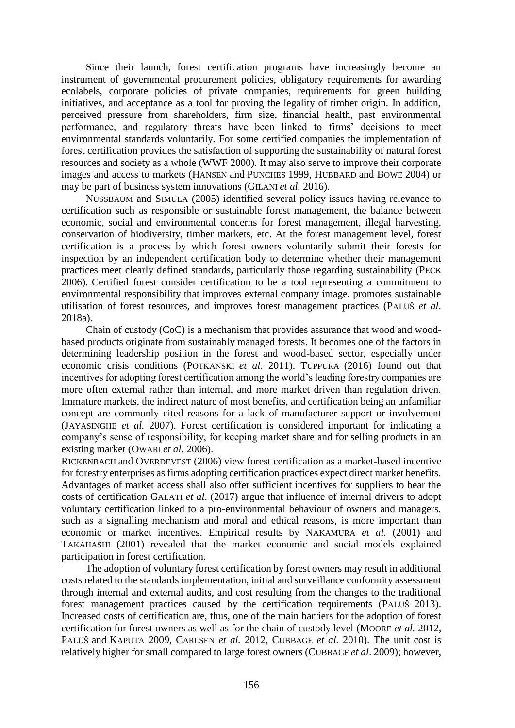Since their launch, forest certification programs have increasingly become an instrument of governmental procurement policies, obligatory requirements for awarding ecolabels, corporate policies of private companies, requirements for green building initiatives, and acceptance as a tool for proving the legality of timber origin. In addition, perceived pressure from shareholders, firm size, financial health, past environmental performance, and regulatory threats have been linked to firms' decisions to meet environmental standards voluntarily. For some certified companies the implementation of forest certification provides the satisfaction of supporting the sustainability of natural forest resources and society as a whole (WWF 2000). It may also serve to improve their corporate images and access to markets (HANSEN and PUNCHES 1999, HUBBARD and BOWE 2004) or may be part of business system innovations (GILANI *et al.* 2016).

NUSSBAUM and SIMULA (2005) identified several policy issues having relevance to certification such as responsible or sustainable forest management, the balance between economic, social and environmental concerns for forest management, illegal harvesting, conservation of biodiversity, timber markets, etc. At the forest management level, forest certification is a process by which forest owners voluntarily submit their forests for inspection by an independent certification body to determine whether their management practices meet clearly defined standards, particularly those regarding sustainability (PECK 2006). Certified forest consider certification to be a tool representing a commitment to environmental responsibility that improves external company image, promotes sustainable utilisation of forest resources, and improves forest management practices (PALUŠ *et al*. 2018a).

Chain of custody (CoC) is a mechanism that provides assurance that wood and wood-based products originate from sustainably managed forests. It becomes one of the factors in determining leadership position in the forest and wood-based sector, especially under economic crisis conditions (POTKAŃSKI *et al*. 2011). TUPPURA (2016) found out that incentives for adopting forest certification among the world's leading forestry companies are more often external rather than internal, and more market driven than regulation driven. Immature markets, the indirect nature of most benefits, and certification being an unfamiliar concept are commonly cited reasons for a lack of manufacturer support or involvement (JAYASINGHE *et al.* 2007). Forest certification is considered important for indicating a company's sense of responsibility, for keeping market share and for selling products in an existing market (OWARI *et al.* 2006).

RICKENBACH and OVERDEVEST (2006) view forest certification as a market-based incentive for forestry enterprises as firms adopting certification practices expect direct market benefits. Advantages of market access shall also offer sufficient incentives for suppliers to bear the costs of certification GALATI *et al*. (2017) argue that influence of internal drivers to adopt voluntary certification linked to a pro-environmental behaviour of owners and managers, such as a signalling mechanism and moral and ethical reasons, is more important than economic or market incentives. Empirical results by NAKAMURA *et al.* (2001) and TAKAHASHI (2001) revealed that the market economic and social models explained participation in forest certification.

The adoption of voluntary forest certification by forest owners may result in additional costs related to the standards implementation, initial and surveillance conformity assessment through internal and external audits, and cost resulting from the changes to the traditional forest management practices caused by the certification requirements (PALUŠ 2013). Increased costs of certification are, thus, one of the main barriers for the adoption of forest certification for forest owners as well as for the chain of custody level (MOORE *et al.* 2012, PALUŠ and KAPUTA 2009, CARLSEN *et al.* 2012, CUBBAGE *et al.* 2010). The unit cost is relatively higher for small compared to large forest owners (CUBBAGE *et al*. 2009); however,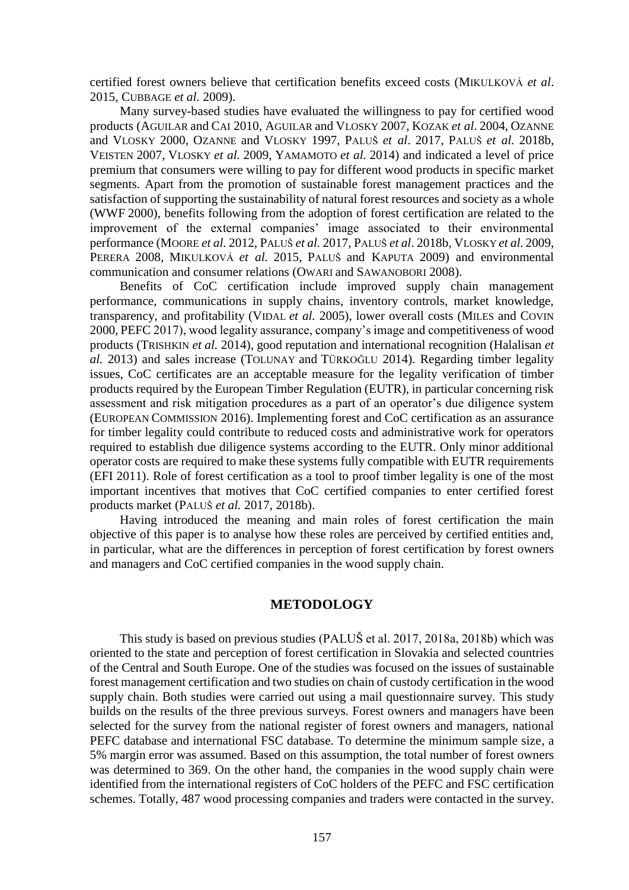certified forest owners believe that certification benefits exceed costs (MIKULKOVÁ *et al*. 2015, CUBBAGE *et al.* 2009).

Many survey-based studies have evaluated the willingness to pay for certified wood products (AGUILAR and CAI 2010, AGUILAR and VLOSKY 2007, KOZAK *et al*. 2004, OZANNE and VLOSKY 2000, OZANNE and VLOSKY 1997, PALUŠ *et al*. 2017, PALUŠ *et al.* 2018b, VEISTEN 2007, VLOSKY *et al.* 2009, YAMAMOTO *et al.* 2014) and indicated a level of price premium that consumers were willing to pay for different wood products in specific market segments. Apart from the promotion of sustainable forest management practices and the satisfaction of supporting the sustainability of natural forest resources and society as a whole (WWF 2000), benefits following from the adoption of forest certification are related to the improvement of the external companies' image associated to their environmental performance (MOORE *et al.* 2012, PALUŠ *et al.* 2017, PALUŠ *et al*. 2018b, VLOSKY *et al.* 2009, PERERA 2008, MIKULKOVÁ *et al.* 2015, PALUŠ and KAPUTA 2009) and environmental communication and consumer relations (OWARI and SAWANOBORI 2008).

Benefits of CoC certification include improved supply chain management performance, communications in supply chains, inventory controls, market knowledge, transparency, and profitability (VIDAL *et al.* 2005), lower overall costs (MILES and COVIN 2000, PEFC 2017), wood legality assurance, company's image and competitiveness of wood products (TRISHKIN *et al.* 2014), good reputation and international recognition (Halalisan *et al.* 2013) and sales increase (TOLUNAY and TÜRKOĞLU 2014). Regarding timber legality issues, CoC certificates are an acceptable measure for the legality verification of timber products required by the European Timber Regulation (EUTR), in particular concerning risk assessment and risk mitigation procedures as a part of an operator's due diligence system (EUROPEAN COMMISSION 2016). Implementing forest and CoC certification as an assurance for timber legality could contribute to reduced costs and administrative work for operators required to establish due diligence systems according to the EUTR. Only minor additional operator costs are required to make these systems fully compatible with EUTR requirements (EFI 2011). Role of forest certification as a tool to proof timber legality is one of the most important incentives that motives that CoC certified companies to enter certified forest products market (PALUŠ *et al.* 2017, 2018b).

Having introduced the meaning and main roles of forest certification the main objective of this paper is to analyse how these roles are perceived by certified entities and, in particular, what are the differences in perception of forest certification by forest owners and managers and CoC certified companies in the wood supply chain.

## METODOLOGY

This study is based on previous studies (PALUŠ et al. 2017, 2018a, 2018b) which was oriented to the state and perception of forest certification in Slovakia and selected countries of the Central and South Europe. One of the studies was focused on the issues of sustainable forest management certification and two studies on chain of custody certification in the wood supply chain. Both studies were carried out using a mail questionnaire survey. This study builds on the results of the three previous surveys. Forest owners and managers have been selected for the survey from the national register of forest owners and managers, national PEFC database and international FSC database. To determine the minimum sample size, a 5% margin error was assumed. Based on this assumption, the total number of forest owners was determined to 369. On the other hand, the companies in the wood supply chain were identified from the international registers of CoC holders of the PEFC and FSC certification schemes. Totally, 487 wood processing companies and traders were contacted in the survey.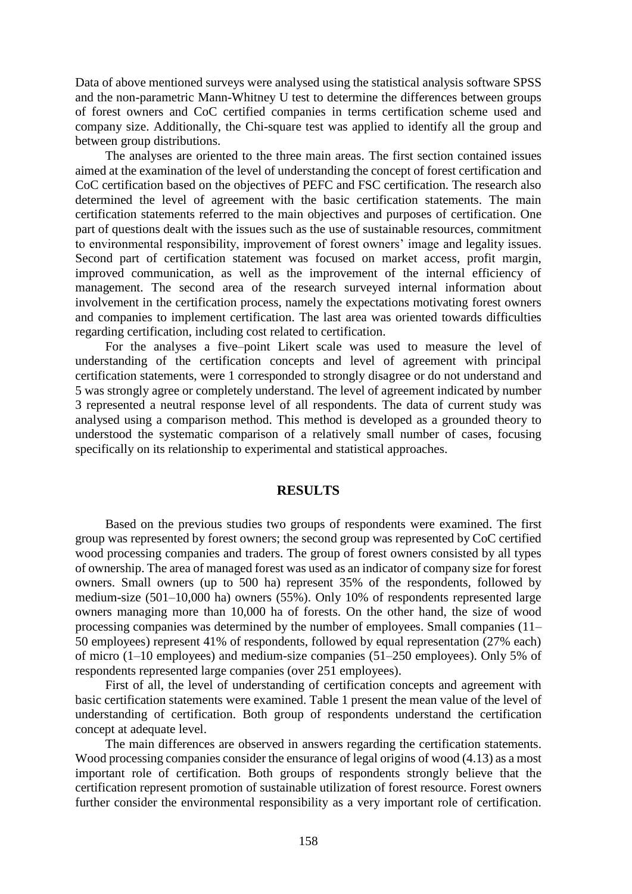Data of above mentioned surveys were analysed using the statistical analysis software SPSS and the non-parametric Mann-Whitney U test to determine the differences between groups of forest owners and CoC certified companies in terms certification scheme used and company size. Additionally, the Chi-square test was applied to identify all the group and between group distributions.

The analyses are oriented to the three main areas. The first section contained issues aimed at the examination of the level of understanding the concept of forest certification and CoC certification based on the objectives of PEFC and FSC certification. The research also determined the level of agreement with the basic certification statements. The main certification statements referred to the main objectives and purposes of certification. One part of questions dealt with the issues such as the use of sustainable resources, commitment to environmental responsibility, improvement of forest owners' image and legality issues. Second part of certification statement was focused on market access, profit margin, improved communication, as well as the improvement of the internal efficiency of management. The second area of the research surveyed internal information about involvement in the certification process, namely the expectations motivating forest owners and companies to implement certification. The last area was oriented towards difficulties regarding certification, including cost related to certification.

For the analyses a five–point Likert scale was used to measure the level of understanding of the certification concepts and level of agreement with principal certification statements, were 1 corresponded to strongly disagree or do not understand and 5 was strongly agree or completely understand. The level of agreement indicated by number 3 represented a neutral response level of all respondents. The data of current study was analysed using a comparison method. This method is developed as a grounded theory to understood the systematic comparison of a relatively small number of cases, focusing specifically on its relationship to experimental and statistical approaches.

## RESULTS

Based on the previous studies two groups of respondents were examined. The first group was represented by forest owners; the second group was represented by CoC certified wood processing companies and traders. The group of forest owners consisted by all types of ownership. The area of managed forest was used as an indicator of company size for forest owners. Small owners (up to 500 ha) represent 35% of the respondents, followed by medium-size (501–10,000 ha) owners (55%). Only 10% of respondents represented large owners managing more than 10,000 ha of forests. On the other hand, the size of wood processing companies was determined by the number of employees. Small companies (11–50 employees) represent 41% of respondents, followed by equal representation (27% each) of micro (1–10 employees) and medium-size companies (51–250 employees). Only 5% of respondents represented large companies (over 251 employees).

First of all, the level of understanding of certification concepts and agreement with basic certification statements were examined. Table 1 present the mean value of the level of understanding of certification. Both group of respondents understand the certification concept at adequate level.

The main differences are observed in answers regarding the certification statements. Wood processing companies consider the ensurance of legal origins of wood (4.13) as a most important role of certification. Both groups of respondents strongly believe that the certification represent promotion of sustainable utilization of forest resource. Forest owners further consider the environmental responsibility as a very important role of certification.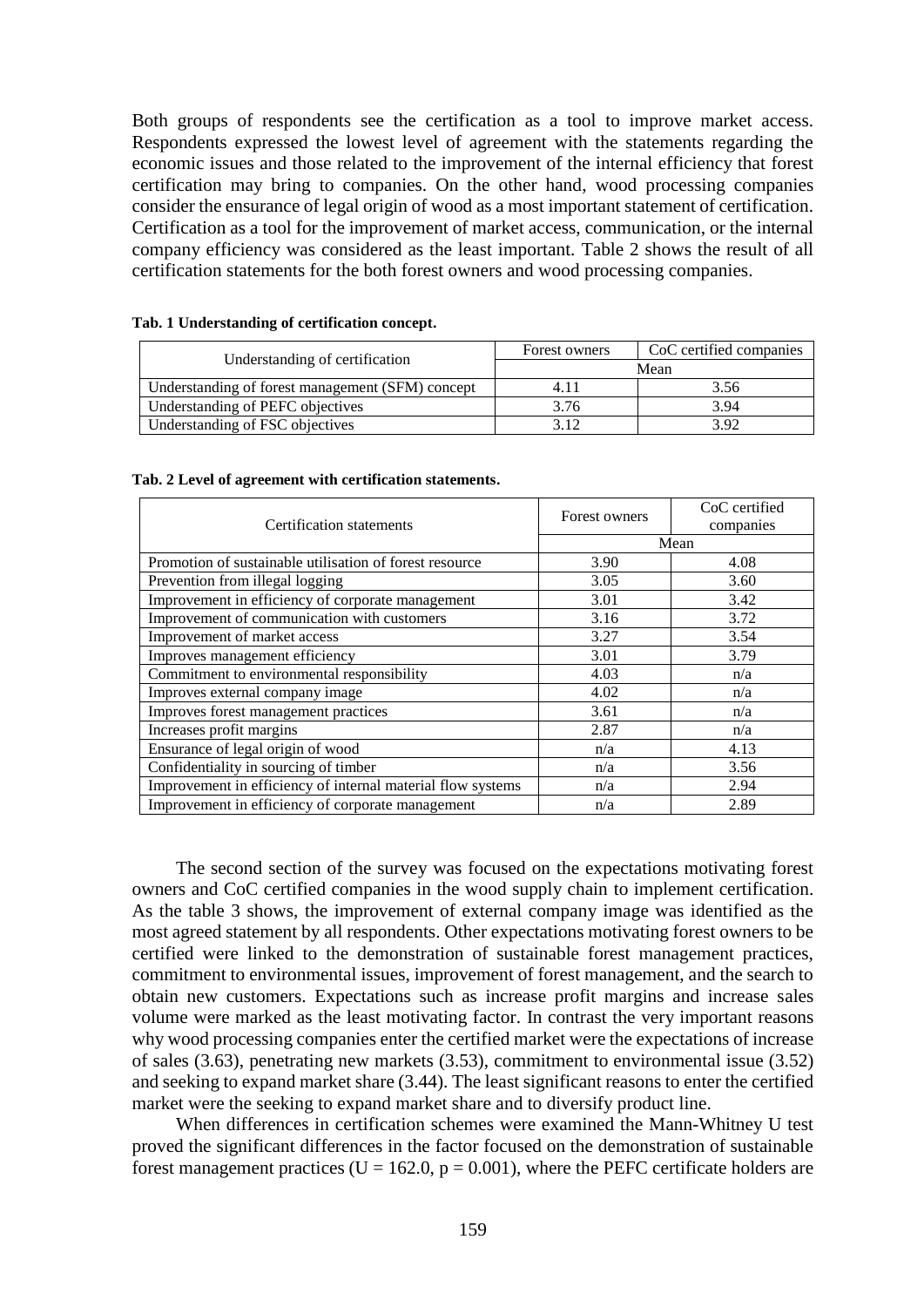Both groups of respondents see the certification as a tool to improve market access. Respondents expressed the lowest level of agreement with the statements regarding the economic issues and those related to the improvement of the internal efficiency that forest certification may bring to companies. On the other hand, wood processing companies consider the ensurance of legal origin of wood as a most important statement of certification. Certification as a tool for the improvement of market access, communication, or the internal company efficiency was considered as the least important. Table 2 shows the result of all certification statements for the both forest owners and wood processing companies.

**Tab. 1 Understanding of certification concept.**

| Understanding of certification | Forest owners | CoC certified companies |
|---|---|---|
| | Mean | |
| Understanding of forest management (SFM) concept | 4.11 | 3.56 |
| Understanding of PEFC objectives | 3.76 | 3.94 |
| Understanding of FSC objectives | 3.12 | 3.92 |

**Tab. 2 Level of agreement with certification statements.**

| Certification statements | Forest owners | CoC certified companies |
|---|---|---|
| | Mean | |
| Promotion of sustainable utilisation of forest resource | 3.90 | 4.08 |
| Prevention from illegal logging | 3.05 | 3.60 |
| Improvement in efficiency of corporate management | 3.01 | 3.42 |
| Improvement of communication with customers | 3.16 | 3.72 |
| Improvement of market access | 3.27 | 3.54 |
| Improves management efficiency | 3.01 | 3.79 |
| Commitment to environmental responsibility | 4.03 | n/a |
| Improves external company image | 4.02 | n/a |
| Improves forest management practices | 3.61 | n/a |
| Increases profit margins | 2.87 | n/a |
| Ensurance of legal origin of wood | n/a | 4.13 |
| Confidentiality in sourcing of timber | n/a | 3.56 |
| Improvement in efficiency of internal material flow systems | n/a | 2.94 |
| Improvement in efficiency of corporate management | n/a | 2.89 |

The second section of the survey was focused on the expectations motivating forest owners and CoC certified companies in the wood supply chain to implement certification. As the table 3 shows, the improvement of external company image was identified as the most agreed statement by all respondents. Other expectations motivating forest owners to be certified were linked to the demonstration of sustainable forest management practices, commitment to environmental issues, improvement of forest management, and the search to obtain new customers. Expectations such as increase profit margins and increase sales volume were marked as the least motivating factor. In contrast the very important reasons why wood processing companies enter the certified market were the expectations of increase of sales (3.63), penetrating new markets (3.53), commitment to environmental issue (3.52) and seeking to expand market share (3.44). The least significant reasons to enter the certified market were the seeking to expand market share and to diversify product line.

When differences in certification schemes were examined the Mann-Whitney U test proved the significant differences in the factor focused on the demonstration of sustainable forest management practices ($U = 162.0$, $p = 0.001$), where the PEFC certificate holders are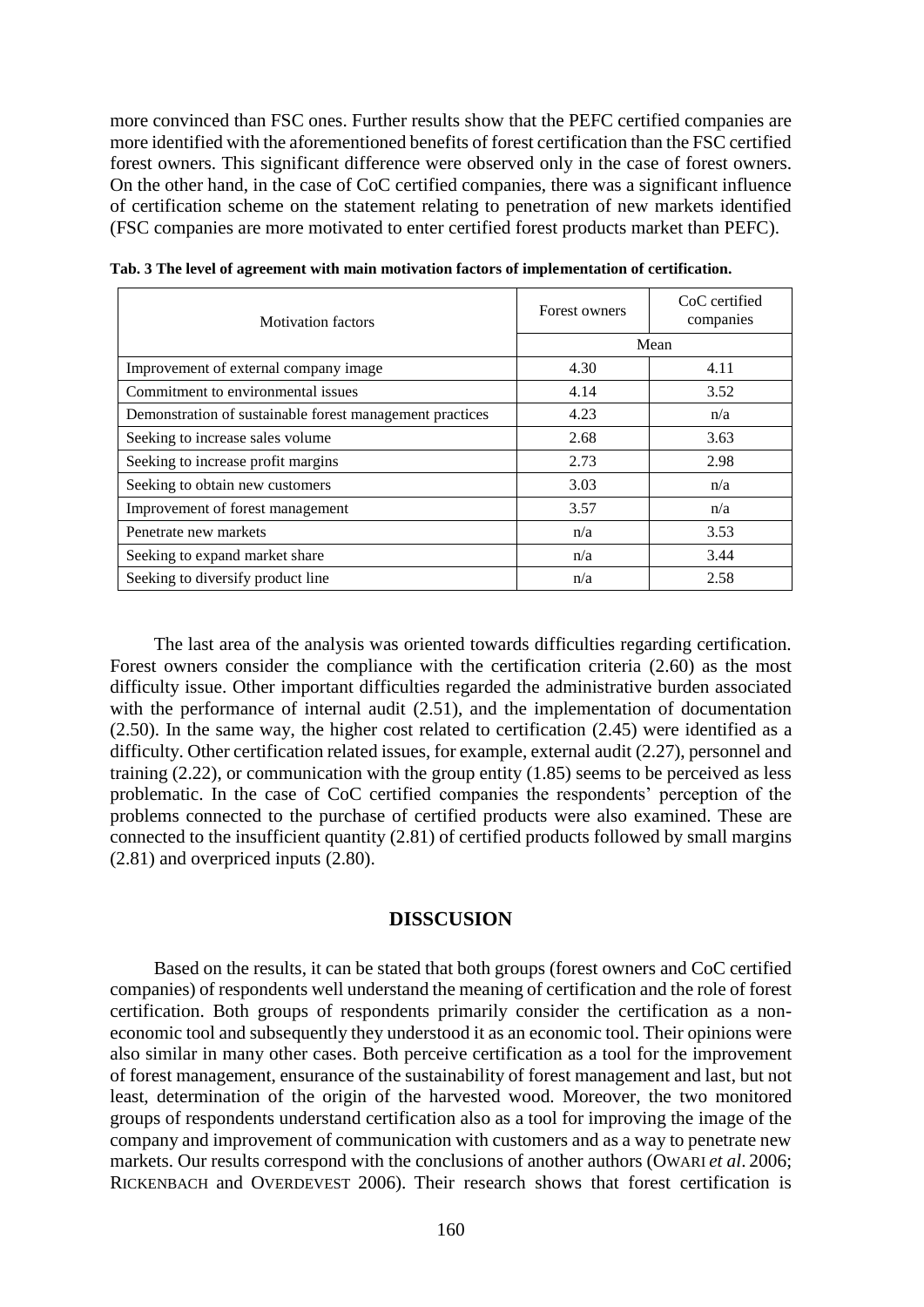more convinced than FSC ones. Further results show that the PEFC certified companies are more identified with the aforementioned benefits of forest certification than the FSC certified forest owners. This significant difference were observed only in the case of forest owners. On the other hand, in the case of CoC certified companies, there was a significant influence of certification scheme on the statement relating to penetration of new markets identified (FSC companies are more motivated to enter certified forest products market than PEFC).

**Tab. 3 The level of agreement with main motivation factors of implementation of certification.**

| Motivation factors | Forest owners | CoC certified companies |
|---|---|---|
| | Mean | |
| Improvement of external company image | 4.30 | 4.11 |
| Commitment to environmental issues | 4.14 | 3.52 |
| Demonstration of sustainable forest management practices | 4.23 | n/a |
| Seeking to increase sales volume | 2.68 | 3.63 |
| Seeking to increase profit margins | 2.73 | 2.98 |
| Seeking to obtain new customers | 3.03 | n/a |
| Improvement of forest management | 3.57 | n/a |
| Penetrate new markets | n/a | 3.53 |
| Seeking to expand market share | n/a | 3.44 |
| Seeking to diversify product line | n/a | 2.58 |

The last area of the analysis was oriented towards difficulties regarding certification. Forest owners consider the compliance with the certification criteria (2.60) as the most difficulty issue. Other important difficulties regarded the administrative burden associated with the performance of internal audit (2.51), and the implementation of documentation (2.50). In the same way, the higher cost related to certification (2.45) were identified as a difficulty. Other certification related issues, for example, external audit (2.27), personnel and training (2.22), or communication with the group entity (1.85) seems to be perceived as less problematic. In the case of CoC certified companies the respondents' perception of the problems connected to the purchase of certified products were also examined. These are connected to the insufficient quantity (2.81) of certified products followed by small margins (2.81) and overpriced inputs (2.80).

## DISSCUSION

Based on the results, it can be stated that both groups (forest owners and CoC certified companies) of respondents well understand the meaning of certification and the role of forest certification. Both groups of respondents primarily consider the certification as a non-economic tool and subsequently they understood it as an economic tool. Their opinions were also similar in many other cases. Both perceive certification as a tool for the improvement of forest management, ensurance of the sustainability of forest management and last, but not least, determination of the origin of the harvested wood. Moreover, the two monitored groups of respondents understand certification also as a tool for improving the image of the company and improvement of communication with customers and as a way to penetrate new markets. Our results correspond with the conclusions of another authors (OWARI *et al*. 2006; RICKENBACH and OVERDEVEST 2006). Their research shows that forest certification is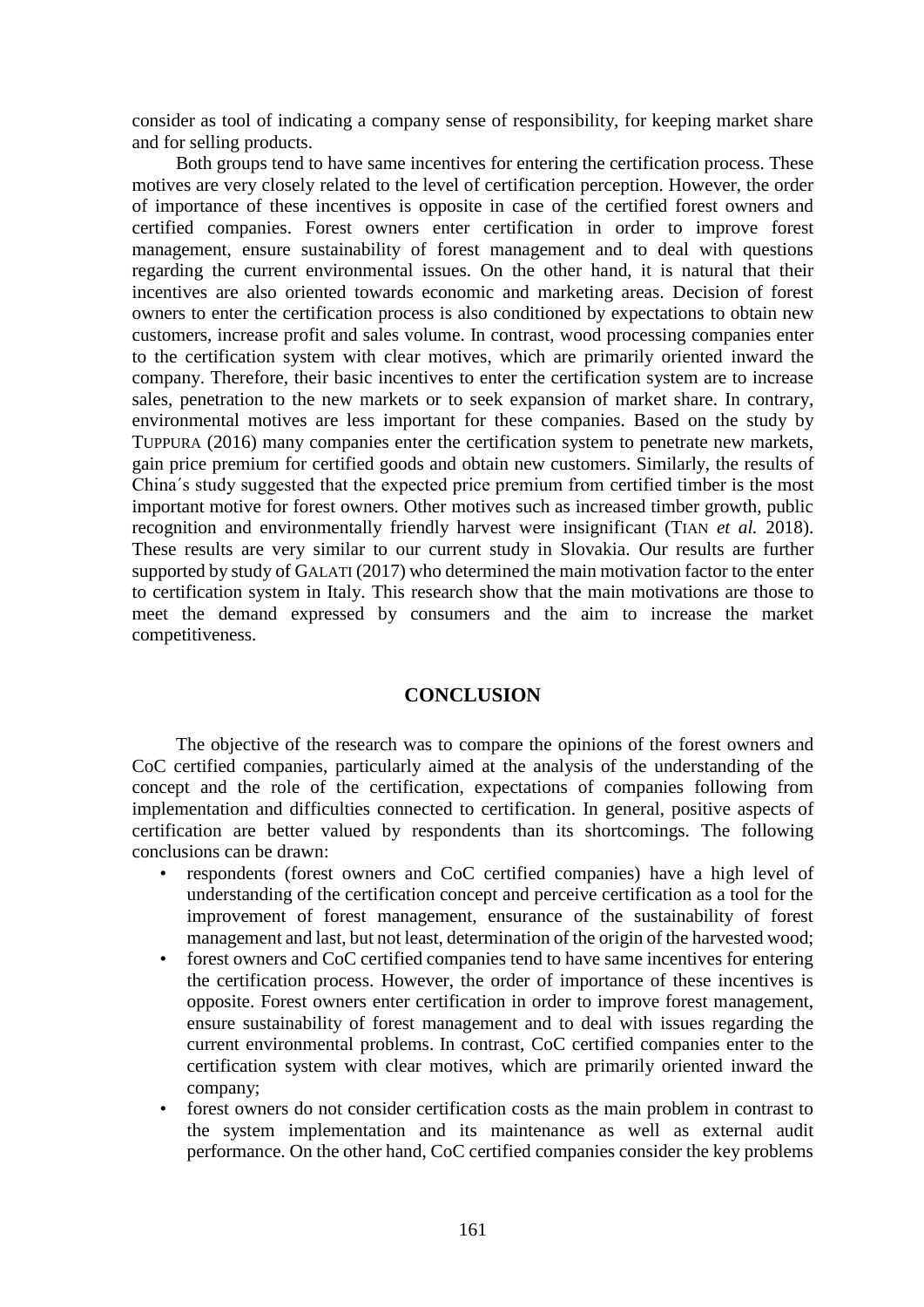consider as tool of indicating a company sense of responsibility, for keeping market share and for selling products.

Both groups tend to have same incentives for entering the certification process. These motives are very closely related to the level of certification perception. However, the order of importance of these incentives is opposite in case of the certified forest owners and certified companies. Forest owners enter certification in order to improve forest management, ensure sustainability of forest management and to deal with questions regarding the current environmental issues. On the other hand, it is natural that their incentives are also oriented towards economic and marketing areas. Decision of forest owners to enter the certification process is also conditioned by expectations to obtain new customers, increase profit and sales volume. In contrast, wood processing companies enter to the certification system with clear motives, which are primarily oriented inward the company. Therefore, their basic incentives to enter the certification system are to increase sales, penetration to the new markets or to seek expansion of market share. In contrary, environmental motives are less important for these companies. Based on the study by TUPPURA (2016) many companies enter the certification system to penetrate new markets, gain price premium for certified goods and obtain new customers. Similarly, the results of China´s study suggested that the expected price premium from certified timber is the most important motive for forest owners. Other motives such as increased timber growth, public recognition and environmentally friendly harvest were insignificant (TIAN *et al.* 2018). These results are very similar to our current study in Slovakia. Our results are further supported by study of GALATI (2017) who determined the main motivation factor to the enter to certification system in Italy. This research show that the main motivations are those to meet the demand expressed by consumers and the aim to increase the market competitiveness.

## CONCLUSION

The objective of the research was to compare the opinions of the forest owners and CoC certified companies, particularly aimed at the analysis of the understanding of the concept and the role of the certification, expectations of companies following from implementation and difficulties connected to certification. In general, positive aspects of certification are better valued by respondents than its shortcomings. The following conclusions can be drawn:

- respondents (forest owners and CoC certified companies) have a high level of understanding of the certification concept and perceive certification as a tool for the improvement of forest management, ensurance of the sustainability of forest management and last, but not least, determination of the origin of the harvested wood;
- forest owners and CoC certified companies tend to have same incentives for entering the certification process. However, the order of importance of these incentives is opposite. Forest owners enter certification in order to improve forest management, ensure sustainability of forest management and to deal with issues regarding the current environmental problems. In contrast, CoC certified companies enter to the certification system with clear motives, which are primarily oriented inward the company;
- forest owners do not consider certification costs as the main problem in contrast to the system implementation and its maintenance as well as external audit performance. On the other hand, CoC certified companies consider the key problems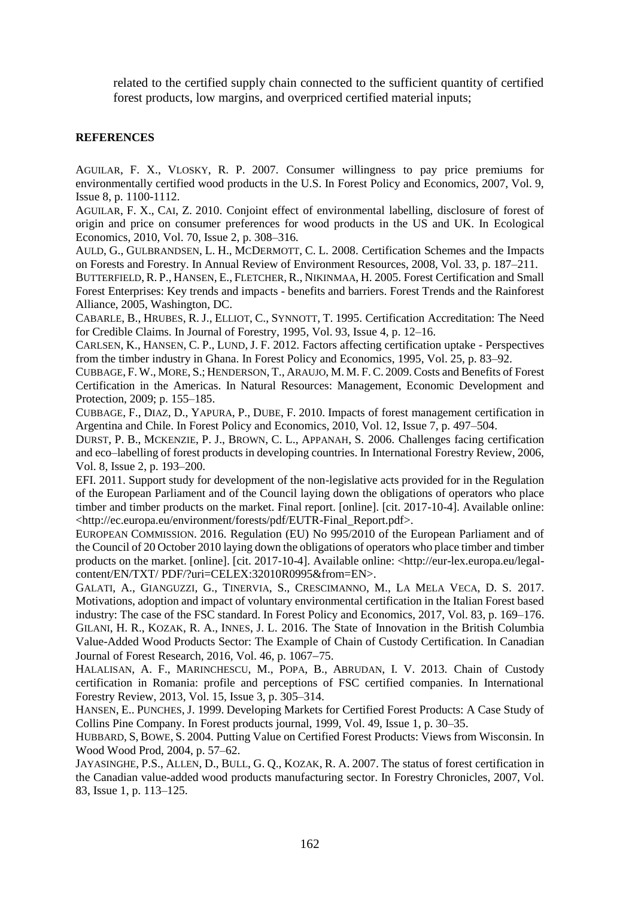related to the certified supply chain connected to the sufficient quantity of certified forest products, low margins, and overpriced certified material inputs;

## REFERENCES

AGUILAR, F. X., VLOSKY, R. P. 2007. Consumer willingness to pay price premiums for environmentally certified wood products in the U.S. In Forest Policy and Economics, 2007, Vol. 9, Issue 8, p. 1100-1112.

AGUILAR, F. X., CAI, Z. 2010. Conjoint effect of environmental labelling, disclosure of forest of origin and price on consumer preferences for wood products in the US and UK. In Ecological Economics, 2010, Vol. 70, Issue 2, p. 308–316.

AULD, G., GULBRANDSEN, L. H., MCDERMOTT, C. L. 2008. Certification Schemes and the Impacts on Forests and Forestry. In Annual Review of Environment Resources, 2008, Vol. 33, p. 187–211.

BUTTERFIELD, R. P., HANSEN, E., FLETCHER, R., NIKINMAA, H. 2005. Forest Certification and Small Forest Enterprises: Key trends and impacts - benefits and barriers. Forest Trends and the Rainforest Alliance, 2005, Washington, DC.

CABARLE, B., HRUBES, R. J., ELLIOT, C., SYNNOTT, T. 1995. Certification Accreditation: The Need for Credible Claims. In Journal of Forestry, 1995, Vol. 93, Issue 4, p. 12–16.

CARLSEN, K., HANSEN, C. P., LUND, J. F. 2012. Factors affecting certification uptake - Perspectives from the timber industry in Ghana. In Forest Policy and Economics, 1995, Vol. 25, p. 83–92.

CUBBAGE, F. W., MORE, S.; HENDERSON, T., ARAUJO, M. M. F. C. 2009. Costs and Benefits of Forest Certification in the Americas. In Natural Resources: Management, Economic Development and Protection, 2009; p. 155–185.

CUBBAGE, F., DIAZ, D., YAPURA, P., DUBE, F. 2010. Impacts of forest management certification in Argentina and Chile. In Forest Policy and Economics, 2010, Vol. 12, Issue 7, p. 497–504.

DURST, P. B., MCKENZIE, P. J., BROWN, C. L., APPANAH, S. 2006. Challenges facing certification and eco–labelling of forest products in developing countries. In International Forestry Review, 2006, Vol. 8, Issue 2, p. 193–200.

EFI. 2011. Support study for development of the non-legislative acts provided for in the Regulation of the European Parliament and of the Council laying down the obligations of operators who place timber and timber products on the market. Final report. [online]. [cit. 2017-10-4]. Available online: <http://ec.europa.eu/environment/forests/pdf/EUTR-Final_Report.pdf>.

EUROPEAN COMMISSION. 2016. Regulation (EU) No 995/2010 of the European Parliament and of the Council of 20 October 2010 laying down the obligations of operators who place timber and timber products on the market. [online]. [cit. 2017-10-4]. Available online: <http://eur-lex.europa.eu/legal-content/EN/TXT/ PDF/?uri=CELEX:32010R0995&from=EN>.

GALATI, A., GIANGUZZI, G., TINERVIA, S., CRESCIMANNO, M., LA MELA VECA, D. S. 2017. Motivations, adoption and impact of voluntary environmental certification in the Italian Forest based industry: The case of the FSC standard. In Forest Policy and Economics, 2017, Vol. 83, p. 169–176.

GILANI, H. R., KOZAK, R. A., INNES, J. L. 2016. The State of Innovation in the British Columbia Value-Added Wood Products Sector: The Example of Chain of Custody Certification. In Canadian Journal of Forest Research, 2016, Vol. 46, p. 1067–75.

HALALISAN, A. F., MARINCHESCU, M., POPA, B., ABRUDAN, I. V. 2013. Chain of Custody certification in Romania: profile and perceptions of FSC certified companies. In International Forestry Review, 2013, Vol. 15, Issue 3, p. 305–314.

HANSEN, E.. PUNCHES, J. 1999. Developing Markets for Certified Forest Products: A Case Study of Collins Pine Company. In Forest products journal, 1999, Vol. 49, Issue 1, p. 30–35.

HUBBARD, S, BOWE, S. 2004. Putting Value on Certified Forest Products: Views from Wisconsin. In Wood Wood Prod, 2004, p. 57–62.

JAYASINGHE, P.S., ALLEN, D., BULL, G. Q., KOZAK, R. A. 2007. The status of forest certification in the Canadian value-added wood products manufacturing sector. In Forestry Chronicles, 2007, Vol. 83, Issue 1, p. 113–125.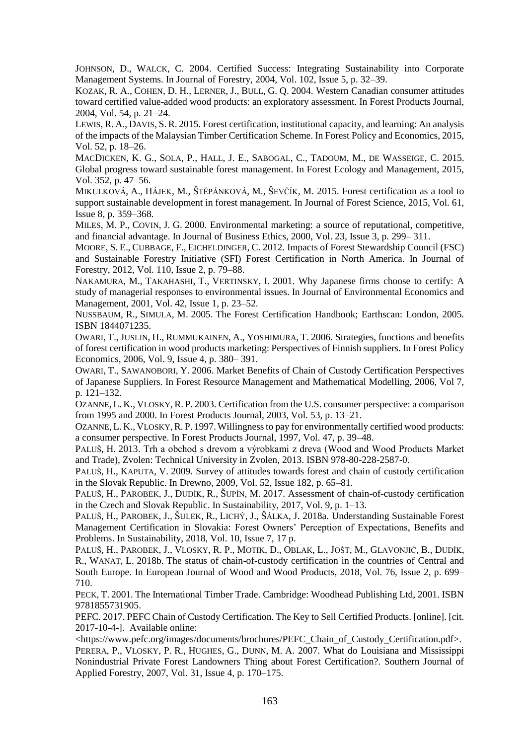JOHNSON, D., WALCK, C. 2004. Certified Success: Integrating Sustainability into Corporate Management Systems. In Journal of Forestry, 2004, Vol. 102, Issue 5, p. 32–39.

KOZAK, R. A., COHEN, D. H., LERNER, J., BULL, G. Q. 2004. Western Canadian consumer attitudes toward certified value-added wood products: an exploratory assessment. In Forest Products Journal, 2004, Vol. 54, p. 21–24.

LEWIS, R. A., DAVIS, S. R. 2015. Forest certification, institutional capacity, and learning: An analysis of the impacts of the Malaysian Timber Certification Scheme. In Forest Policy and Economics, 2015, Vol. 52, p. 18–26.

MACDICKEN, K. G., SOLA, P., HALL, J. E., SABOGAL, C., TADOUM, M., DE WASSEIGE, C. 2015. Global progress toward sustainable forest management. In Forest Ecology and Management, 2015, Vol. 352, p. 47–56.

MIKULKOVÁ, A., HÁJEK, M., ŠTĚPÁNKOVÁ, M., ŠEVČÍK, M. 2015. Forest certification as a tool to support sustainable development in forest management. In Journal of Forest Science, 2015, Vol. 61, Issue 8, p. 359–368.

MILES, M. P., COVIN, J. G. 2000. Environmental marketing: a source of reputational, competitive, and financial advantage. In Journal of Business Ethics, 2000, Vol. 23, Issue 3, p. 299– 311.

MOORE, S. E., CUBBAGE, F., EICHELDINGER, C. 2012. Impacts of Forest Stewardship Council (FSC) and Sustainable Forestry Initiative (SFI) Forest Certification in North America. In Journal of Forestry, 2012, Vol. 110, Issue 2, p. 79–88.

NAKAMURA, M., TAKAHASHI, T., VERTINSKY, I. 2001. Why Japanese firms choose to certify: A study of managerial responses to environmental issues. In Journal of Environmental Economics and Management, 2001, Vol. 42, Issue 1, p. 23–52.

NUSSBAUM, R., SIMULA, M. 2005. The Forest Certification Handbook; Earthscan: London, 2005. ISBN 1844071235.

OWARI, T., JUSLIN, H., RUMMUKAINEN, A., YOSHIMURA, T. 2006. Strategies, functions and benefits of forest certification in wood products marketing: Perspectives of Finnish suppliers. In Forest Policy Economics, 2006, Vol. 9, Issue 4, p. 380– 391.

OWARI, T., SAWANOBORI, Y. 2006. Market Benefits of Chain of Custody Certification Perspectives of Japanese Suppliers. In Forest Resource Management and Mathematical Modelling, 2006, Vol 7, p. 121–132.

OZANNE, L. K., VLOSKY, R. P. 2003. Certification from the U.S. consumer perspective: a comparison from 1995 and 2000. In Forest Products Journal, 2003, Vol. 53, p. 13–21.

OZANNE, L. K., VLOSKY, R. P. 1997. Willingness to pay for environmentally certified wood products: a consumer perspective. In Forest Products Journal, 1997, Vol. 47, p. 39–48.

PALUŠ, H. 2013. Trh a obchod s drevom a výrobkami z dreva (Wood and Wood Products Market and Trade), Zvolen: Technical University in Zvolen, 2013. ISBN 978-80-228-2587-0.

PALUŠ, H., KAPUTA, V. 2009. Survey of attitudes towards forest and chain of custody certification in the Slovak Republic. In Drewno, 2009, Vol. 52, Issue 182, p. 65–81.

PALUŠ, H., PAROBEK, J., DUDÍK, R., ŠUPÍN, M. 2017. Assessment of chain-of-custody certification in the Czech and Slovak Republic. In Sustainability, 2017, Vol. 9, p. 1–13.

PALUŠ, H., PAROBEK, J., ŠULEK, R., LICHÝ, J., ŠÁLKA, J. 2018a. Understanding Sustainable Forest Management Certification in Slovakia: Forest Owners' Perception of Expectations, Benefits and Problems. In Sustainability, 2018, Vol. 10, Issue 7, 17 p.

PALUŠ, H., PAROBEK, J., VLOSKY, R. P., MOTIK, D., OBLAK, L., JOŠT, M., GLAVONJIĆ, B., DUDÍK, R., WANAT, L. 2018b. The status of chain-of-custody certification in the countries of Central and South Europe. In European Journal of Wood and Wood Products, 2018, Vol. 76, Issue 2, p. 699–710.

PECK, T. 2001. The International Timber Trade. Cambridge: Woodhead Publishing Ltd, 2001. ISBN 9781855731905.

PEFC. 2017. PEFC Chain of Custody Certification. The Key to Sell Certified Products. [online]. [cit. 2017-10-4-]. Available online: <https://www.pefc.org/images/documents/brochures/PEFC_Chain_of_Custody_Certification.pdf>.

PERERA, P., VLOSKY, P. R., HUGHES, G., DUNN, M. A. 2007. What do Louisiana and Mississippi Nonindustrial Private Forest Landowners Thing about Forest Certification?. Southern Journal of Applied Forestry, 2007, Vol. 31, Issue 4, p. 170–175.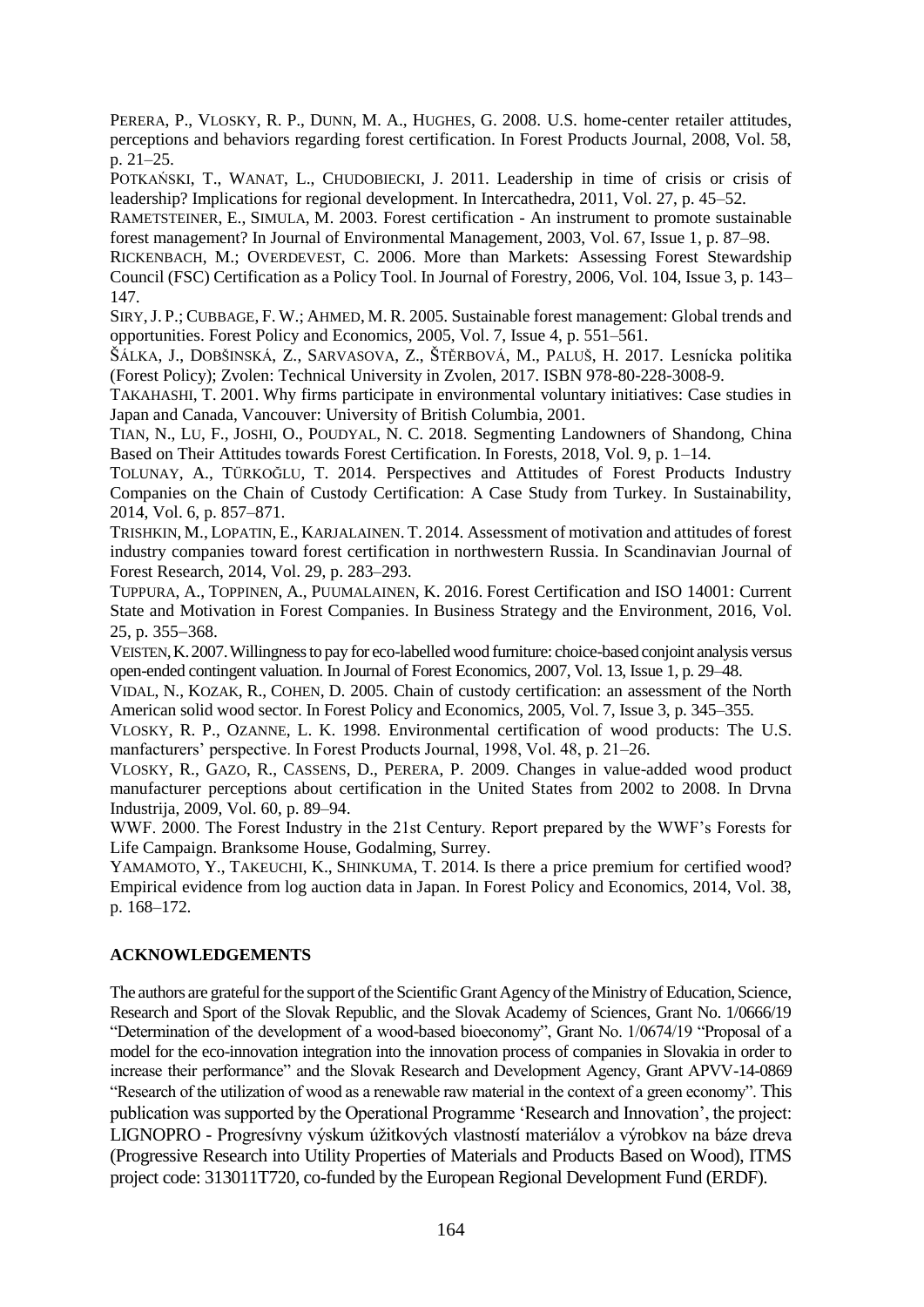PERERA, P., VLOSKY, R. P., DUNN, M. A., HUGHES, G. 2008. U.S. home-center retailer attitudes, perceptions and behaviors regarding forest certification. In Forest Products Journal, 2008, Vol. 58, p. 21–25.

POTKAŃSKI, T., WANAT, L., CHUDOBIECKI, J. 2011. Leadership in time of crisis or crisis of leadership? Implications for regional development. In Intercathedra, 2011, Vol. 27, p. 45–52.

RAMETSTEINER, E., SIMULA, M. 2003. Forest certification - An instrument to promote sustainable forest management? In Journal of Environmental Management, 2003, Vol. 67, Issue 1, p. 87–98.

RICKENBACH, M.; OVERDEVEST, C. 2006. More than Markets: Assessing Forest Stewardship Council (FSC) Certification as a Policy Tool. In Journal of Forestry, 2006, Vol. 104, Issue 3, p. 143–147.

SIRY, J. P.; CUBBAGE, F. W.; AHMED, M. R. 2005. Sustainable forest management: Global trends and opportunities. Forest Policy and Economics, 2005, Vol. 7, Issue 4, p. 551–561.

ŠÁLKA, J., DOBŠINSKÁ, Z., SARVASOVA, Z., ŠTĚRBOVÁ, M., PALUŠ, H. 2017. Lesnícka politika (Forest Policy); Zvolen: Technical University in Zvolen, 2017. ISBN 978-80-228-3008-9.

TAKAHASHI, T. 2001. Why firms participate in environmental voluntary initiatives: Case studies in Japan and Canada, Vancouver: University of British Columbia, 2001.

TIAN, N., LU, F., JOSHI, O., POUDYAL, N. C. 2018. Segmenting Landowners of Shandong, China Based on Their Attitudes towards Forest Certification. In Forests, 2018, Vol. 9, p. 1–14.

TOLUNAY, A., TÜRKOĞLU, T. 2014. Perspectives and Attitudes of Forest Products Industry Companies on the Chain of Custody Certification: A Case Study from Turkey. In Sustainability, 2014, Vol. 6, p. 857–871.

TRISHKIN, M., LOPATIN, E., KARJALAINEN. T. 2014. Assessment of motivation and attitudes of forest industry companies toward forest certification in northwestern Russia. In Scandinavian Journal of Forest Research, 2014, Vol. 29, p. 283–293.

TUPPURA, A., TOPPINEN, A., PUUMALAINEN, K. 2016. Forest Certification and ISO 14001: Current State and Motivation in Forest Companies. In Business Strategy and the Environment, 2016, Vol. 25, p. 355−368.

VEISTEN, K. 2007. Willingness to pay for eco-labelled wood furniture: choice-based conjoint analysis versus open-ended contingent valuation. In Journal of Forest Economics, 2007, Vol. 13, Issue 1, p. 29–48.

VIDAL, N., KOZAK, R., COHEN, D. 2005. Chain of custody certification: an assessment of the North American solid wood sector. In Forest Policy and Economics, 2005, Vol. 7, Issue 3, p. 345–355.

VLOSKY, R. P., OZANNE, L. K. 1998. Environmental certification of wood products: The U.S. manfacturers' perspective. In Forest Products Journal, 1998, Vol. 48, p. 21–26.

VLOSKY, R., GAZO, R., CASSENS, D., PERERA, P. 2009. Changes in value-added wood product manufacturer perceptions about certification in the United States from 2002 to 2008. In Drvna Industrija, 2009, Vol. 60, p. 89–94.

WWF. 2000. The Forest Industry in the 21st Century. Report prepared by the WWF's Forests for Life Campaign. Branksome House, Godalming, Surrey.

YAMAMOTO, Y., TAKEUCHI, K., SHINKUMA, T. 2014. Is there a price premium for certified wood? Empirical evidence from log auction data in Japan. In Forest Policy and Economics, 2014, Vol. 38, p. 168–172.

## ACKNOWLEDGEMENTS

The authors are grateful for the support of the Scientific Grant Agency of the Ministry of Education, Science, Research and Sport of the Slovak Republic, and the Slovak Academy of Sciences, Grant No. 1/0666/19 "Determination of the development of a wood-based bioeconomy", Grant No. 1/0674/19 "Proposal of a model for the eco-innovation integration into the innovation process of companies in Slovakia in order to increase their performance" and the Slovak Research and Development Agency, Grant APVV-14-0869 "Research of the utilization of wood as a renewable raw material in the context of a green economy". This publication was supported by the Operational Programme 'Research and Innovation', the project: LIGNOPRO - Progresívny výskum úžitkových vlastností materiálov a výrobkov na báze dreva (Progressive Research into Utility Properties of Materials and Products Based on Wood), ITMS project code: 313011T720, co-funded by the European Regional Development Fund (ERDF).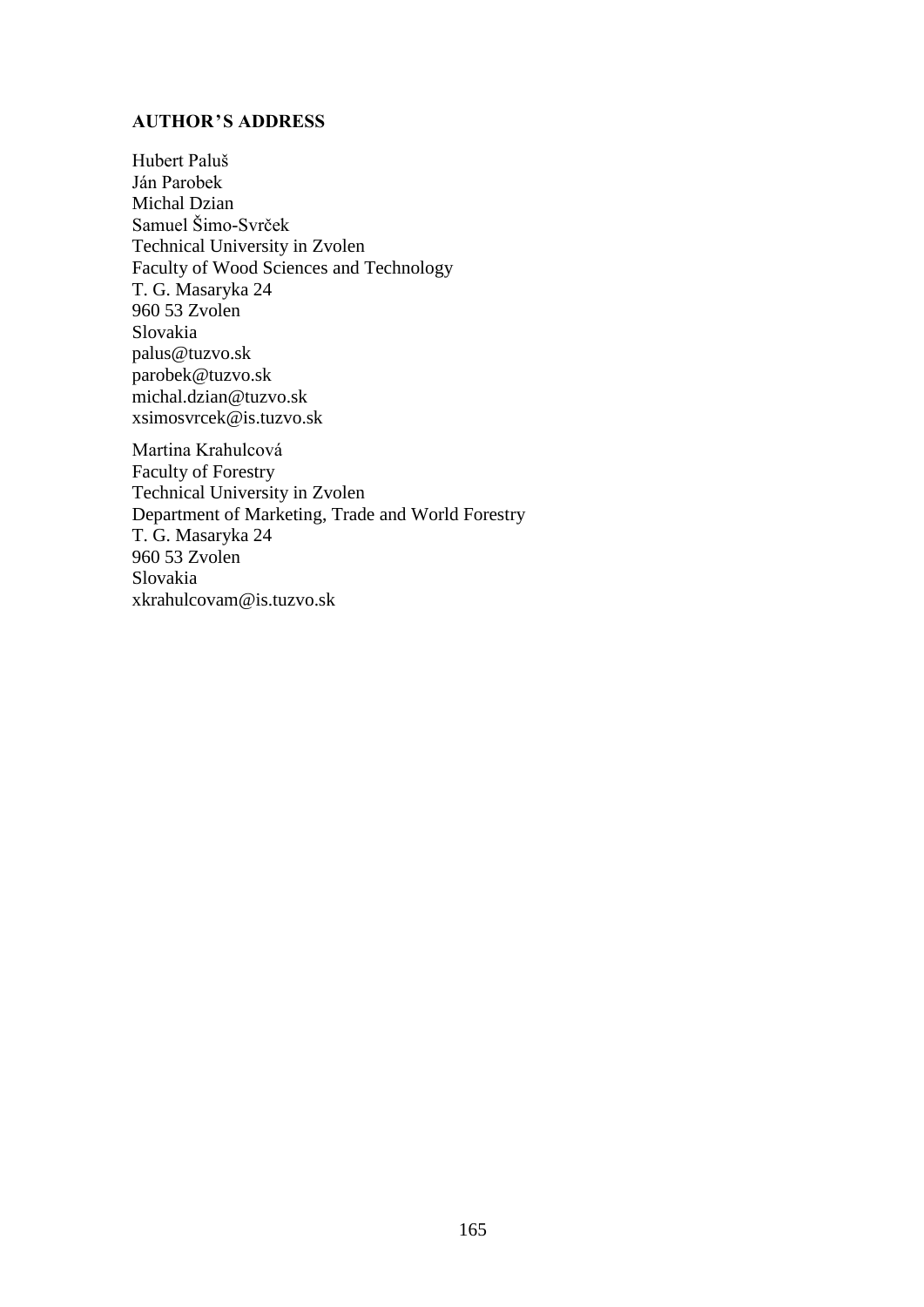## AUTHOR'S ADDRESS

Hubert Paluš
Ján Parobek
Michal Dzian
Samuel Šimo-Svrček
Technical University in Zvolen
Faculty of Wood Sciences and Technology
T. G. Masaryka 24
960 53 Zvolen
Slovakia
palus@tuzvo.sk
parobek@tuzvo.sk
michal.dzian@tuzvo.sk
xsimosvrcek@is.tuzvo.sk

Martina Krahulcová
Faculty of Forestry
Technical University in Zvolen
Department of Marketing, Trade and World Forestry
T. G. Masaryka 24
960 53 Zvolen
Slovakia
xkrahulcovam@is.tuzvo.sk